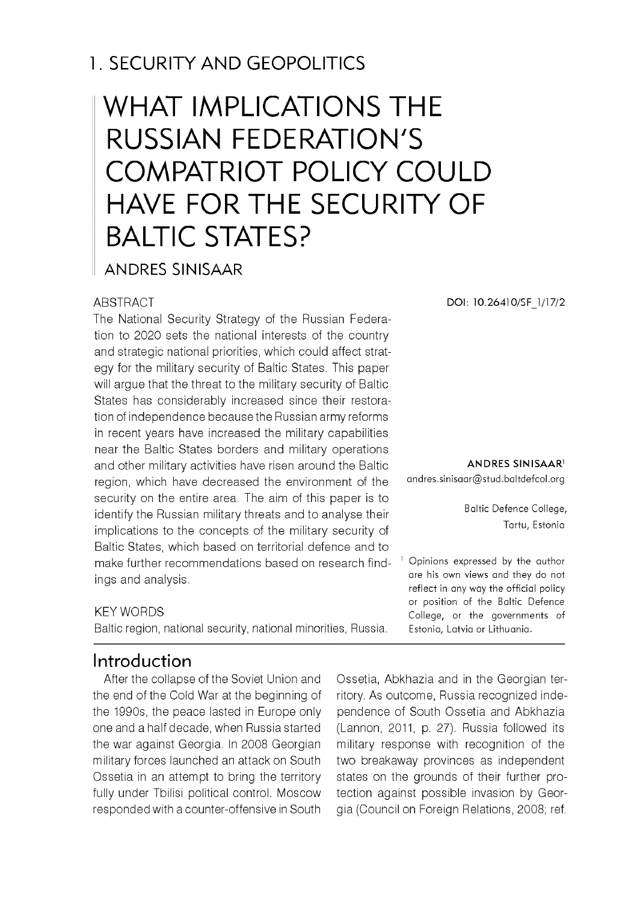1. SECURITY AND GEOPOLITICS

# WHAT IMPLICATIONS THE RUSSIAN FEDERATION'S COMPATRIOT POLICY COULD HAVE FOR THE SECURITY OF BALTIC STATES?

ANDRES SINISAAR

DOI: 10.26410/SF_1/17/2

**ANDRES SINISAAR**[1]
andres.sinisaar@stud.baltdefcol.org

Baltic Defence College,
Tartu, Estonia

[1] Opinions expressed by the author are his own views and they do not reflect in any way the official policy or position of the Baltic Defence College, or the governments of Estonia, Latvia or Lithuania.

## ABSTRACT

The National Security Strategy of the Russian Federation to 2020 sets the national interests of the country and strategic national priorities, which could affect strategy for the military security of Baltic States. This paper will argue that the threat to the military security of Baltic States has considerably increased since their restoration of independence because the Russian army reforms in recent years have increased the military capabilities near the Baltic States borders and military operations and other military activities have risen around the Baltic region, which have decreased the environment of the security on the entire area. The aim of this paper is to identify the Russian military threats and to analyse their implications to the concepts of the military security of Baltic States, which based on territorial defence and to make further recommendations based on research findings and analysis.

## KEY WORDS

Baltic region, national security, national minorities, Russia.

## Introduction

After the collapse of the Soviet Union and the end of the Cold War at the beginning of the 1990s, the peace lasted in Europe only one and a half decade, when Russia started the war against Georgia. In 2008 Georgian military forces launched an attack on South Ossetia in an attempt to bring the territory fully under Tbilisi political control. Moscow responded with a counter-offensive in South Ossetia, Abkhazia and in the Georgian territory. As outcome, Russia recognized independence of South Ossetia and Abkhazia (Lannon, 2011, p. 27). Russia followed its military response with recognition of the two breakaway provinces as independent states on the grounds of their further protection against possible invasion by Georgia (Council on Foreign Relations, 2008; ref.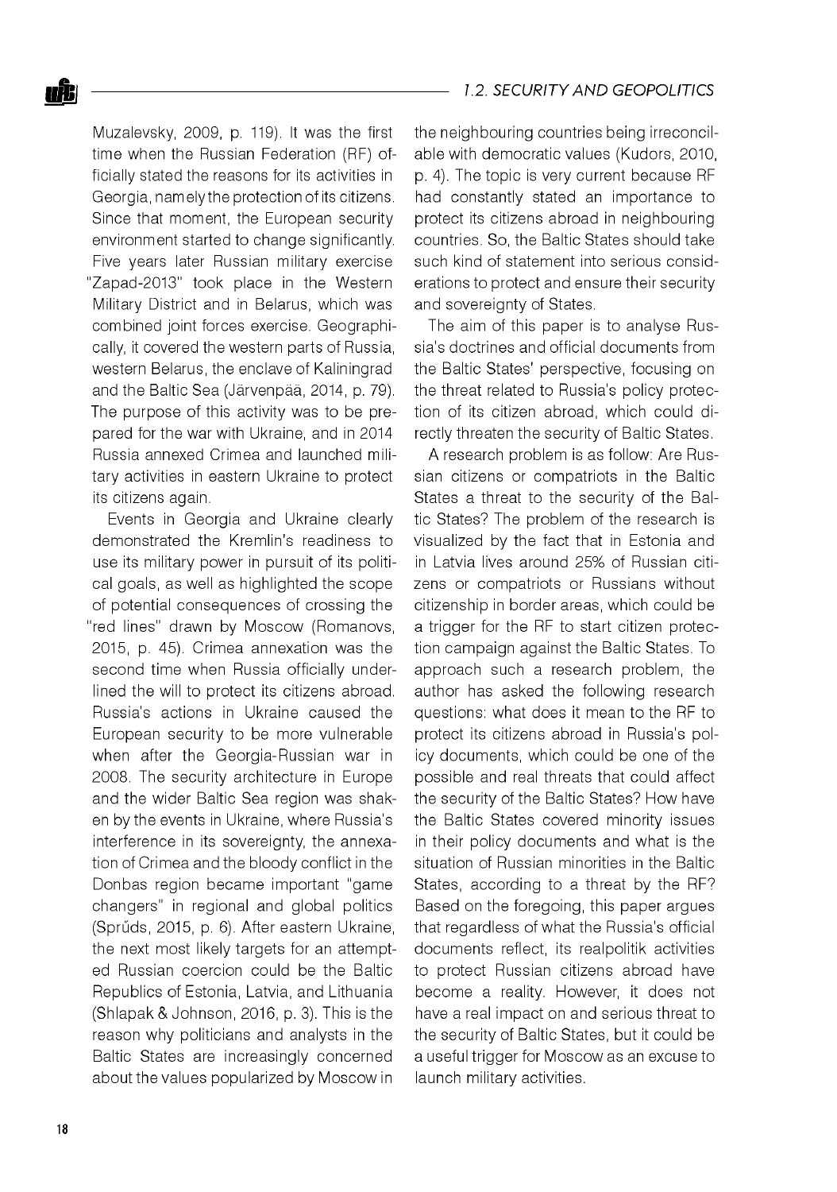Muzalevsky, 2009, p. 119). It was the first time when the Russian Federation (RF) officially stated the reasons for its activities in Georgia, namely the protection of its citizens. Since that moment, the European security environment started to change significantly. Five years later Russian military exercise "Zapad-2013" took place in the Western Military District and in Belarus, which was combined joint forces exercise. Geographically, it covered the western parts of Russia, western Belarus, the enclave of Kaliningrad and the Baltic Sea (Järvenpää, 2014, p. 79). The purpose of this activity was to be prepared for the war with Ukraine, and in 2014 Russia annexed Crimea and launched military activities in eastern Ukraine to protect its citizens again.

Events in Georgia and Ukraine clearly demonstrated the Kremlin's readiness to use its military power in pursuit of its political goals, as well as highlighted the scope of potential consequences of crossing the "red lines" drawn by Moscow (Romanovs, 2015, p. 45). Crimea annexation was the second time when Russia officially underlined the will to protect its citizens abroad. Russia's actions in Ukraine caused the European security to be more vulnerable when after the Georgia-Russian war in 2008. The security architecture in Europe and the wider Baltic Sea region was shaken by the events in Ukraine, where Russia's interference in its sovereignty, the annexation of Crimea and the bloody conflict in the Donbas region became important "game changers" in regional and global politics (Sprūds, 2015, p. 6). After eastern Ukraine, the next most likely targets for an attempted Russian coercion could be the Baltic Republics of Estonia, Latvia, and Lithuania (Shlapak & Johnson, 2016, p. 3). This is the reason why politicians and analysts in the Baltic States are increasingly concerned about the values popularized by Moscow in the neighbouring countries being irreconcilable with democratic values (Kudors, 2010, p. 4). The topic is very current because RF had constantly stated an importance to protect its citizens abroad in neighbouring countries. So, the Baltic States should take such kind of statement into serious considerations to protect and ensure their security and sovereignty of States.

The aim of this paper is to analyse Russia's doctrines and official documents from the Baltic States' perspective, focusing on the threat related to Russia's policy protection of its citizen abroad, which could directly threaten the security of Baltic States.

A research problem is as follow: Are Russian citizens or compatriots in the Baltic States a threat to the security of the Baltic States? The problem of the research is visualized by the fact that in Estonia and in Latvia lives around 25% of Russian citizens or compatriots or Russians without citizenship in border areas, which could be a trigger for the RF to start citizen protection campaign against the Baltic States. To approach such a research problem, the author has asked the following research questions: what does it mean to the RF to protect its citizens abroad in Russia's policy documents, which could be one of the possible and real threats that could affect the security of the Baltic States? How have the Baltic States covered minority issues in their policy documents and what is the situation of Russian minorities in the Baltic States, according to a threat by the RF? Based on the foregoing, this paper argues that regardless of what the Russia's official documents reflect, its realpolitik activities to protect Russian citizens abroad have become a reality. However, it does not have a real impact on and serious threat to the security of Baltic States, but it could be a useful trigger for Moscow as an excuse to launch military activities.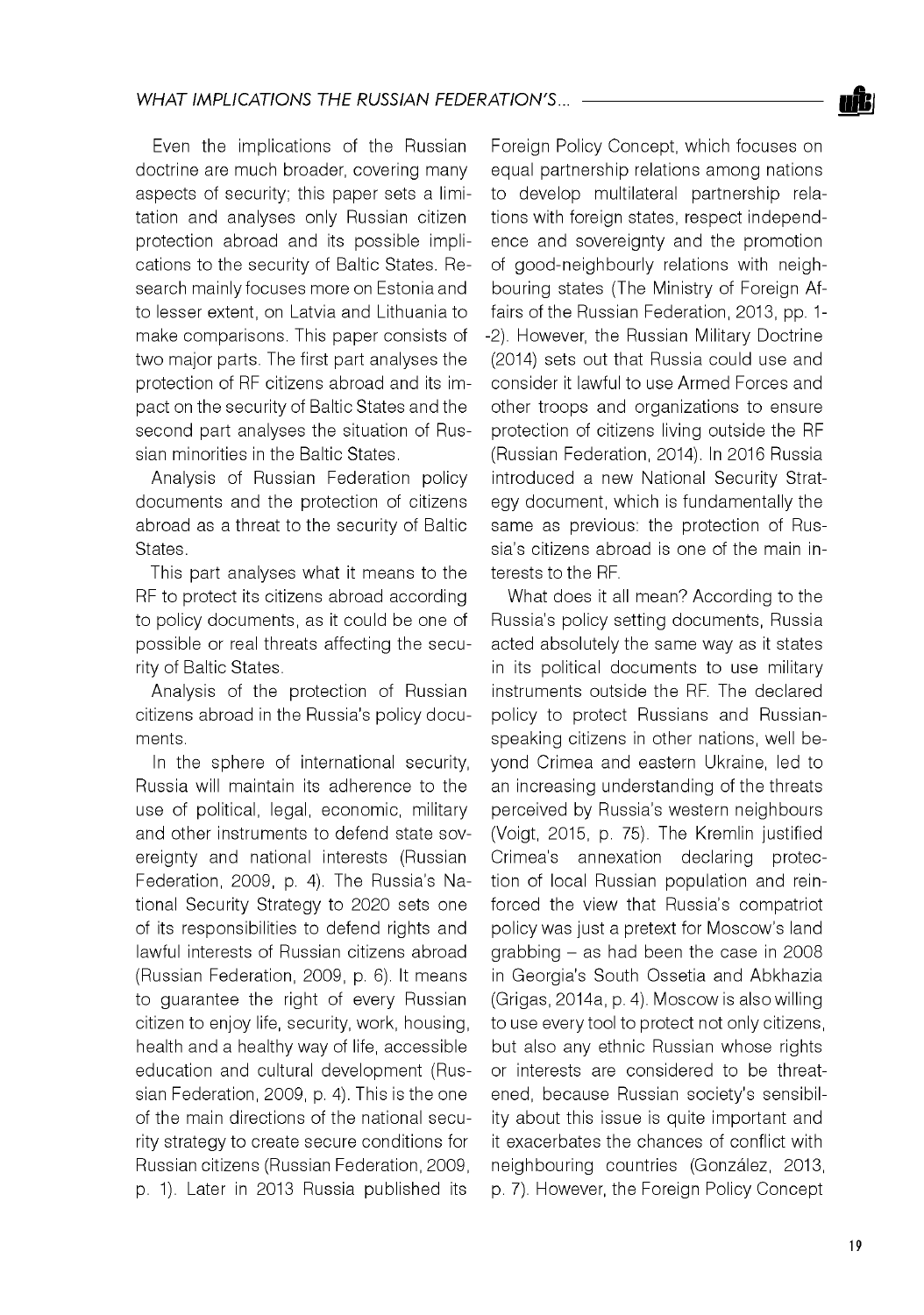Even the implications of the Russian doctrine are much broader, covering many aspects of security; this paper sets a limitation and analyses only Russian citizen protection abroad and its possible implications to the security of Baltic States. Research mainly focuses more on Estonia and to lesser extent, on Latvia and Lithuania to make comparisons. This paper consists of two major parts. The first part analyses the protection of RF citizens abroad and its impact on the security of Baltic States and the second part analyses the situation of Russian minorities in the Baltic States.

## Analysis of Russian Federation policy documents and the protection of citizens abroad as a threat to the security of Baltic States.

This part analyses what it means to the RF to protect its citizens abroad according to policy documents, as it could be one of possible or real threats affecting the security of Baltic States.

### Analysis of the protection of Russian citizens abroad in the Russia's policy documents.

In the sphere of international security, Russia will maintain its adherence to the use of political, legal, economic, military and other instruments to defend state sovereignty and national interests (Russian Federation, 2009, p. 4). The Russia's National Security Strategy to 2020 sets one of its responsibilities to defend rights and lawful interests of Russian citizens abroad (Russian Federation, 2009, p. 6). It means to guarantee the right of every Russian citizen to enjoy life, security, work, housing, health and a healthy way of life, accessible education and cultural development (Russian Federation, 2009, p. 4). This is the one of the main directions of the national security strategy to create secure conditions for Russian citizens (Russian Federation, 2009, p. 1). Later in 2013 Russia published its Foreign Policy Concept, which focuses on equal partnership relations among nations to develop multilateral partnership relations with foreign states, respect independence and sovereignty and the promotion of good-neighbourly relations with neighbouring states (The Ministry of Foreign Affairs of the Russian Federation, 2013, pp. 1-2). However, the Russian Military Doctrine (2014) sets out that Russia could use and consider it lawful to use Armed Forces and other troops and organizations to ensure protection of citizens living outside the RF (Russian Federation, 2014). In 2016 Russia introduced a new National Security Strategy document, which is fundamentally the same as previous: the protection of Russia's citizens abroad is one of the main interests to the RF.

What does it all mean? According to the Russia's policy setting documents, Russia acted absolutely the same way as it states in its political documents to use military instruments outside the RF. The declared policy to protect Russians and Russian-speaking citizens in other nations, well beyond Crimea and eastern Ukraine, led to an increasing understanding of the threats perceived by Russia's western neighbours (Voigt, 2015, p. 75). The Kremlin justified Crimea's annexation declaring protection of local Russian population and reinforced the view that Russia's compatriot policy was just a pretext for Moscow's land grabbing – as had been the case in 2008 in Georgia's South Ossetia and Abkhazia (Grigas, 2014a, p. 4). Moscow is also willing to use every tool to protect not only citizens, but also any ethnic Russian whose rights or interests are considered to be threatened, because Russian society's sensibility about this issue is quite important and it exacerbates the chances of conflict with neighbouring countries (González, 2013, p. 7). However, the Foreign Policy Concept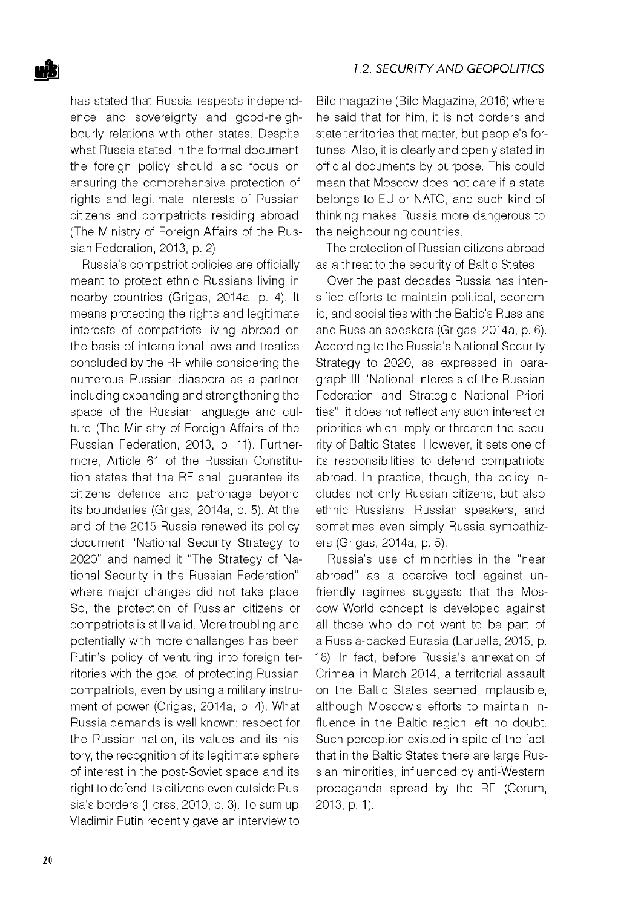has stated that Russia respects independence and sovereignty and good-neighbourly relations with other states. Despite what Russia stated in the formal document, the foreign policy should also focus on ensuring the comprehensive protection of rights and legitimate interests of Russian citizens and compatriots residing abroad. (The Ministry of Foreign Affairs of the Russian Federation, 2013, p. 2)

Russia's compatriot policies are officially meant to protect ethnic Russians living in nearby countries (Grigas, 2014a, p. 4). It means protecting the rights and legitimate interests of compatriots living abroad on the basis of international laws and treaties concluded by the RF while considering the numerous Russian diaspora as a partner, including expanding and strengthening the space of the Russian language and culture (The Ministry of Foreign Affairs of the Russian Federation, 2013, p. 11). Furthermore, Article 61 of the Russian Constitution states that the RF shall guarantee its citizens defence and patronage beyond its boundaries (Grigas, 2014a, p. 5). At the end of the 2015 Russia renewed its policy document "National Security Strategy to 2020" and named it "The Strategy of National Security in the Russian Federation", where major changes did not take place. So, the protection of Russian citizens or compatriots is still valid. More troubling and potentially with more challenges has been Putin's policy of venturing into foreign territories with the goal of protecting Russian compatriots, even by using a military instrument of power (Grigas, 2014a, p. 4). What Russia demands is well known: respect for the Russian nation, its values and its history, the recognition of its legitimate sphere of interest in the post-Soviet space and its right to defend its citizens even outside Russia's borders (Forss, 2010, p. 3). To sum up, Vladimir Putin recently gave an interview to Bild magazine (Bild Magazine, 2016) where he said that for him, it is not borders and state territories that matter, but people's fortunes. Also, it is clearly and openly stated in official documents by purpose. This could mean that Moscow does not care if a state belongs to EU or NATO, and such kind of thinking makes Russia more dangerous to the neighbouring countries.

The protection of Russian citizens abroad as a threat to the security of Baltic States

Over the past decades Russia has intensified efforts to maintain political, economic, and social ties with the Baltic's Russians and Russian speakers (Grigas, 2014a, p. 6). According to the Russia's National Security Strategy to 2020, as expressed in paragraph III "National interests of the Russian Federation and Strategic National Priorities", it does not reflect any such interest or priorities which imply or threaten the security of Baltic States. However, it sets one of its responsibilities to defend compatriots abroad. In practice, though, the policy includes not only Russian citizens, but also ethnic Russians, Russian speakers, and sometimes even simply Russia sympathizers (Grigas, 2014a, p. 5).

Russia's use of minorities in the "near abroad" as a coercive tool against unfriendly regimes suggests that the Moscow World concept is developed against all those who do not want to be part of a Russia-backed Eurasia (Laruelle, 2015, p. 18). In fact, before Russia's annexation of Crimea in March 2014, a territorial assault on the Baltic States seemed implausible, although Moscow's efforts to maintain influence in the Baltic region left no doubt. Such perception existed in spite of the fact that in the Baltic States there are large Russian minorities, influenced by anti-Western propaganda spread by the RF (Corum, 2013, p. 1).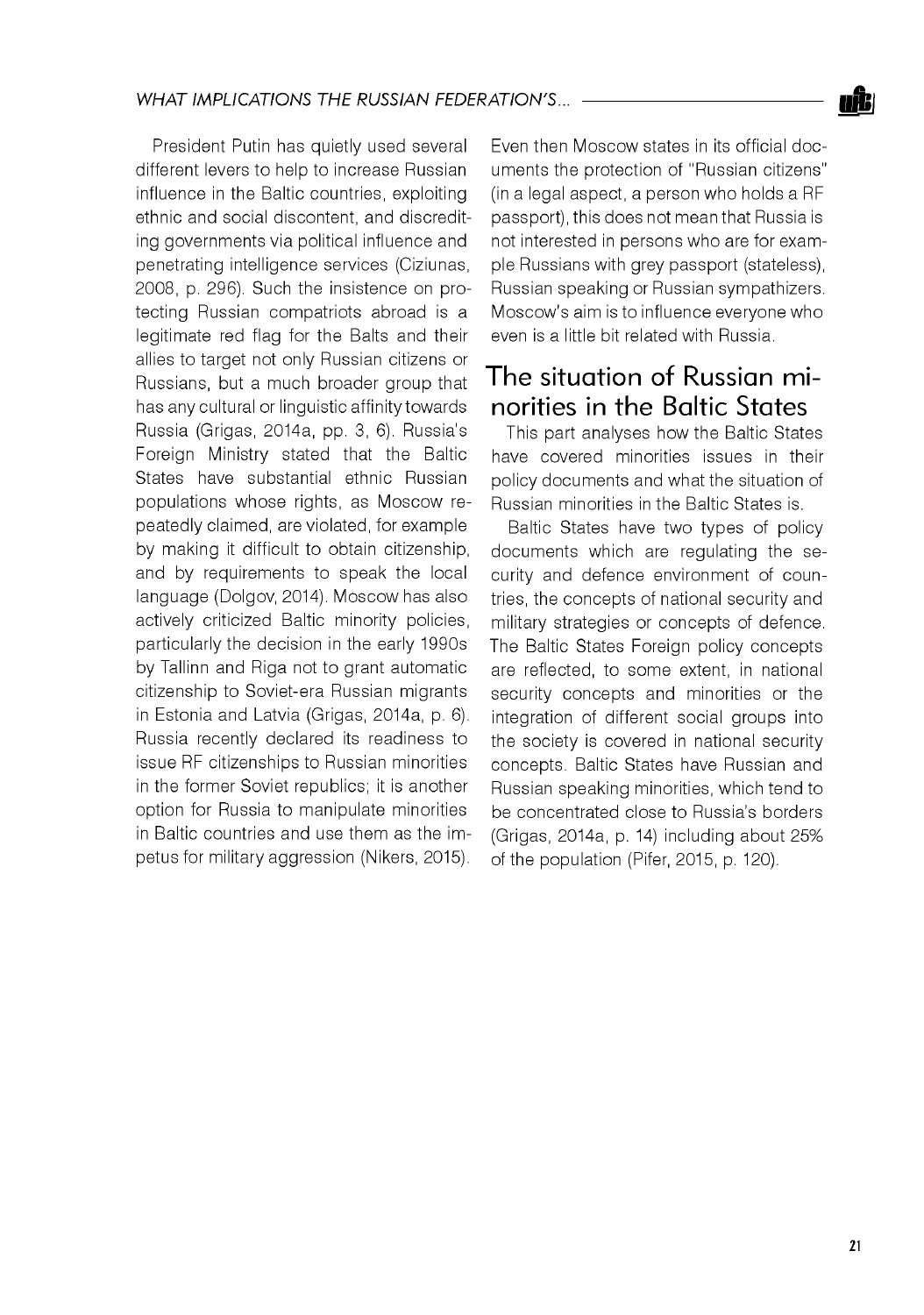President Putin has quietly used several different levers to help to increase Russian influence in the Baltic countries, exploiting ethnic and social discontent, and discrediting governments via political influence and penetrating intelligence services (Ciziunas, 2008, p. 296). Such the insistence on protecting Russian compatriots abroad is a legitimate red flag for the Balts and their allies to target not only Russian citizens or Russians, but a much broader group that has any cultural or linguistic affinity towards Russia (Grigas, 2014a, pp. 3, 6). Russia's Foreign Ministry stated that the Baltic States have substantial ethnic Russian populations whose rights, as Moscow repeatedly claimed, are violated, for example by making it difficult to obtain citizenship, and by requirements to speak the local language (Dolgov, 2014). Moscow has also actively criticized Baltic minority policies, particularly the decision in the early 1990s by Tallinn and Riga not to grant automatic citizenship to Soviet-era Russian migrants in Estonia and Latvia (Grigas, 2014a, p. 6). Russia recently declared its readiness to issue RF citizenships to Russian minorities in the former Soviet republics; it is another option for Russia to manipulate minorities in Baltic countries and use them as the impetus for military aggression (Nikers, 2015). Even then Moscow states in its official documents the protection of "Russian citizens" (in a legal aspect, a person who holds a RF passport), this does not mean that Russia is not interested in persons who are for example Russians with grey passport (stateless), Russian speaking or Russian sympathizers. Moscow's aim is to influence everyone who even is a little bit related with Russia.

## The situation of Russian minorities in the Baltic States

This part analyses how the Baltic States have covered minorities issues in their policy documents and what the situation of Russian minorities in the Baltic States is.

Baltic States have two types of policy documents which are regulating the security and defence environment of countries, the concepts of national security and military strategies or concepts of defence. The Baltic States Foreign policy concepts are reflected, to some extent, in national security concepts and minorities or the integration of different social groups into the society is covered in national security concepts. Baltic States have Russian and Russian speaking minorities, which tend to be concentrated close to Russia's borders (Grigas, 2014a, p. 14) including about 25% of the population (Pifer, 2015, p. 120).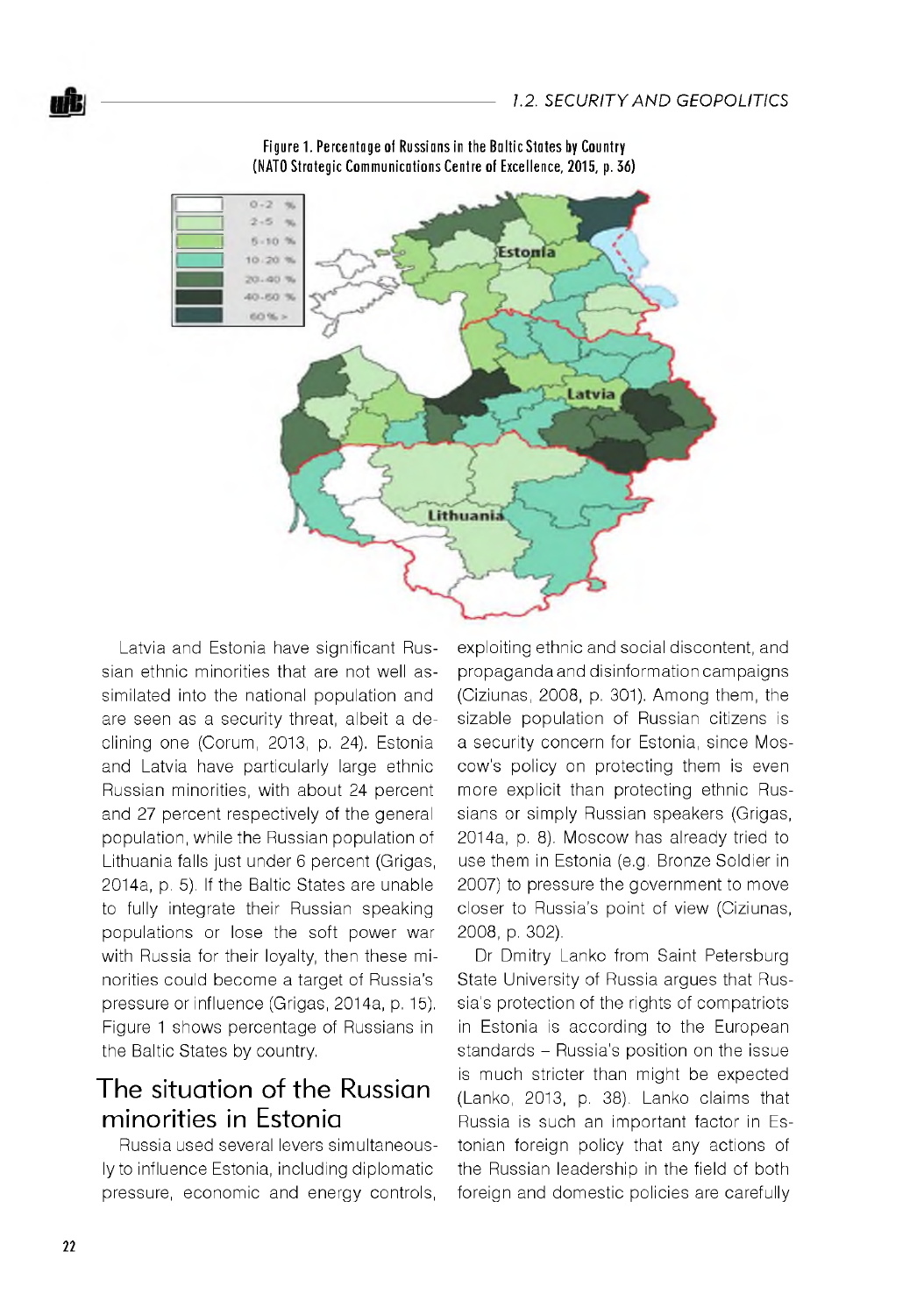Figure 1. Percentage of Russians in the Baltic States by Country (NATO Strategic Communications Centre of Excellence, 2015, p. 36)

Latvia and Estonia have significant Russian ethnic minorities that are not well assimilated into the national population and are seen as a security threat, albeit a declining one (Corum, 2013, p. 24). Estonia and Latvia have particularly large ethnic Russian minorities, with about 24 percent and 27 percent respectively of the general population, while the Russian population of Lithuania falls just under 6 percent (Grigas, 2014a, p. 5). If the Baltic States are unable to fully integrate their Russian speaking populations or lose the soft power war with Russia for their loyalty, then these minorities could become a target of Russia's pressure or influence (Grigas, 2014a, p. 15). Figure 1 shows percentage of Russians in the Baltic States by country.

## The situation of the Russian minorities in Estonia

Russia used several levers simultaneously to influence Estonia, including diplomatic pressure, economic and energy controls, exploiting ethnic and social discontent, and propaganda and disinformation campaigns (Ciziunas, 2008, p. 301). Among them, the sizable population of Russian citizens is a security concern for Estonia, since Moscow's policy on protecting them is even more explicit than protecting ethnic Russians or simply Russian speakers (Grigas, 2014a, p. 8). Moscow has already tried to use them in Estonia (e.g. Bronze Soldier in 2007) to pressure the government to move closer to Russia's point of view (Ciziunas, 2008, p. 302).

Dr Dmitry Lanko from Saint Petersburg State University of Russia argues that Russia's protection of the rights of compatriots in Estonia is according to the European standards – Russia's position on the issue is much stricter than might be expected (Lanko, 2013, p. 38). Lanko claims that Russia is such an important factor in Estonian foreign policy that any actions of the Russian leadership in the field of both foreign and domestic policies are carefully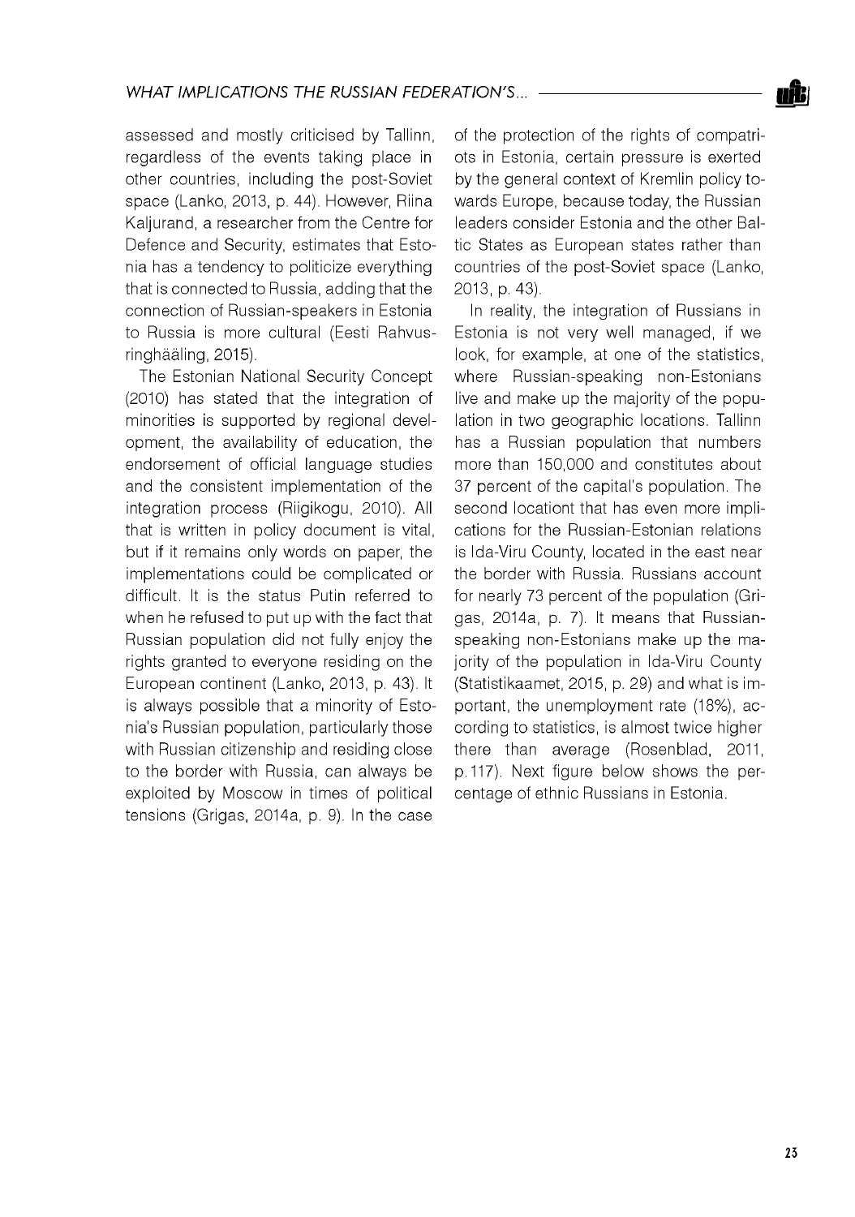assessed and mostly criticised by Tallinn, regardless of the events taking place in other countries, including the post-Soviet space (Lanko, 2013, p. 44). However, Riina Kaljurand, a researcher from the Centre for Defence and Security, estimates that Estonia has a tendency to politicize everything that is connected to Russia, adding that the connection of Russian-speakers in Estonia to Russia is more cultural (Eesti Rahvusringhääling, 2015).

The Estonian National Security Concept (2010) has stated that the integration of minorities is supported by regional development, the availability of education, the endorsement of official language studies and the consistent implementation of the integration process (Riigikogu, 2010). All that is written in policy document is vital, but if it remains only words on paper, the implementations could be complicated or difficult. It is the status Putin referred to when he refused to put up with the fact that Russian population did not fully enjoy the rights granted to everyone residing on the European continent (Lanko, 2013, p. 43). It is always possible that a minority of Estonia's Russian population, particularly those with Russian citizenship and residing close to the border with Russia, can always be exploited by Moscow in times of political tensions (Grigas, 2014a, p. 9). In the case of the protection of the rights of compatriots in Estonia, certain pressure is exerted by the general context of Kremlin policy towards Europe, because today, the Russian leaders consider Estonia and the other Baltic States as European states rather than countries of the post-Soviet space (Lanko, 2013, p. 43).

In reality, the integration of Russians in Estonia is not very well managed, if we look, for example, at one of the statistics, where Russian-speaking non-Estonians live and make up the majority of the population in two geographic locations. Tallinn has a Russian population that numbers more than 150,000 and constitutes about 37 percent of the capital's population. The second locationt that has even more implications for the Russian-Estonian relations is Ida-Viru County, located in the east near the border with Russia. Russians account for nearly 73 percent of the population (Grigas, 2014a, p. 7). It means that Russian-speaking non-Estonians make up the majority of the population in Ida-Viru County (Statistikaamet, 2015, p. 29) and what is important, the unemployment rate (18%), according to statistics, is almost twice higher there than average (Rosenblad, 2011, p. 117). Next figure below shows the percentage of ethnic Russians in Estonia.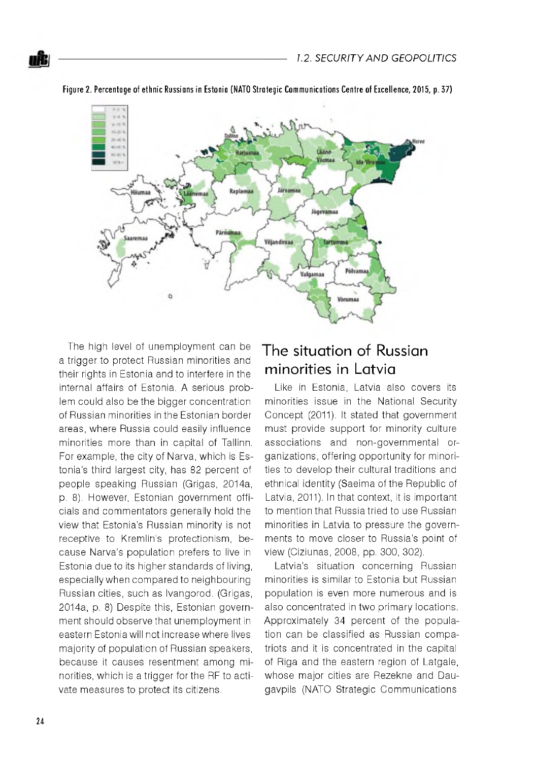Figure 2. Percentage of ethnic Russians in Estonia (NATO Strategic Communications Centre of Excellence, 2015, p. 37)

The high level of unemployment can be a trigger to protect Russian minorities and their rights in Estonia and to interfere in the internal affairs of Estonia. A serious problem could also be the bigger concentration of Russian minorities in the Estonian border areas, where Russia could easily influence minorities more than in capital of Tallinn. For example, the city of Narva, which is Estonia's third largest city, has 82 percent of people speaking Russian (Grigas, 2014a, p. 8). However, Estonian government officials and commentators generally hold the view that Estonia's Russian minority is not receptive to Kremlin's protectionism, because Narva's population prefers to live in Estonia due to its higher standards of living, especially when compared to neighbouring Russian cities, such as Ivangorod. (Grigas, 2014a, p. 8) Despite this, Estonian government should observe that unemployment in eastern Estonia will not increase where lives majority of population of Russian speakers, because it causes resentment among minorities, which is a trigger for the RF to activate measures to protect its citizens.

## The situation of Russian minorities in Latvia

Like in Estonia, Latvia also covers its minorities issue in the National Security Concept (2011). It stated that government must provide support for minority culture associations and non-governmental organizations, offering opportunity for minorities to develop their cultural traditions and ethnical identity (Saeima of the Republic of Latvia, 2011). In that context, it is important to mention that Russia tried to use Russian minorities in Latvia to pressure the governments to move closer to Russia's point of view (Ciziunas, 2008, pp. 300, 302).

Latvia's situation concerning Russian minorities is similar to Estonia but Russian population is even more numerous and is also concentrated in two primary locations. Approximately 34 percent of the population can be classified as Russian compatriots and it is concentrated in the capital of Riga and the eastern region of Latgale, whose major cities are Rezekne and Daugavpils (NATO Strategic Communications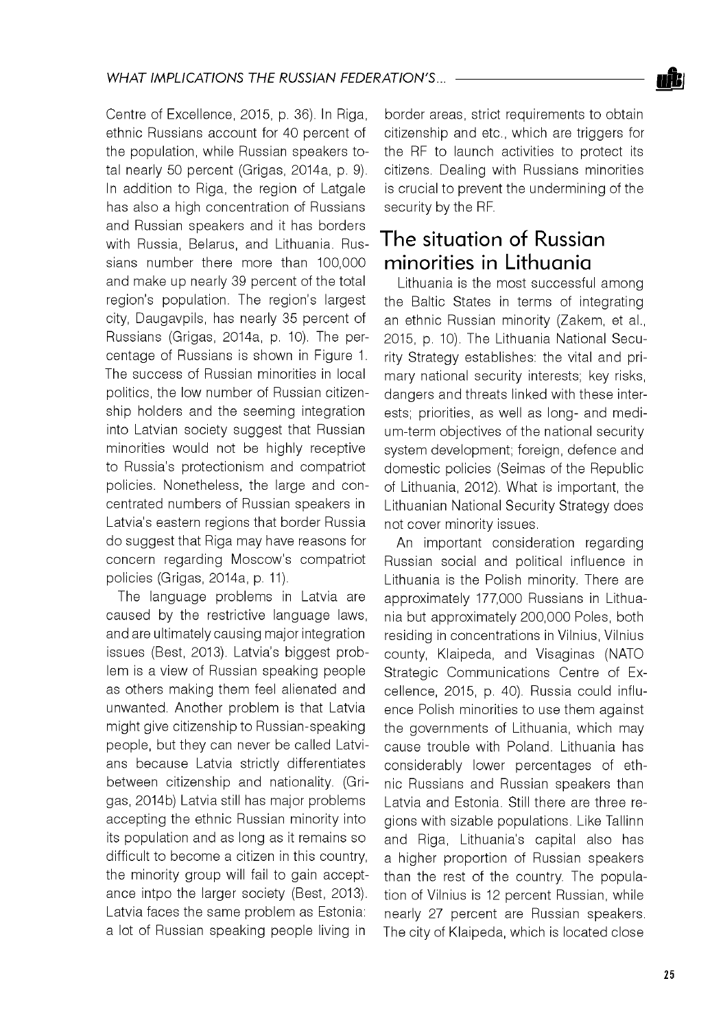Centre of Excellence, 2015, p. 36). In Riga, ethnic Russians account for 40 percent of the population, while Russian speakers total nearly 50 percent (Grigas, 2014a, p. 9). In addition to Riga, the region of Latgale has also a high concentration of Russians and Russian speakers and it has borders with Russia, Belarus, and Lithuania. Russians number there more than 100,000 and make up nearly 39 percent of the total region's population. The region's largest city, Daugavpils, has nearly 35 percent of Russians (Grigas, 2014a, p. 10). The percentage of Russians is shown in Figure 1. The success of Russian minorities in local politics, the low number of Russian citizenship holders and the seeming integration into Latvian society suggest that Russian minorities would not be highly receptive to Russia's protectionism and compatriot policies. Nonetheless, the large and concentrated numbers of Russian speakers in Latvia's eastern regions that border Russia do suggest that Riga may have reasons for concern regarding Moscow's compatriot policies (Grigas, 2014a, p. 11).

The language problems in Latvia are caused by the restrictive language laws, and are ultimately causing major integration issues (Best, 2013). Latvia's biggest problem is a view of Russian speaking people as others making them feel alienated and unwanted. Another problem is that Latvia might give citizenship to Russian-speaking people, but they can never be called Latvians because Latvia strictly differentiates between citizenship and nationality. (Grigas, 2014b) Latvia still has major problems accepting the ethnic Russian minority into its population and as long as it remains so difficult to become a citizen in this country, the minority group will fail to gain acceptance intpo the larger society (Best, 2013). Latvia faces the same problem as Estonia: a lot of Russian speaking people living in border areas, strict requirements to obtain citizenship and etc., which are triggers for the RF to launch activities to protect its citizens. Dealing with Russians minorities is crucial to prevent the undermining of the security by the RF.

## The situation of Russian minorities in Lithuania

Lithuania is the most successful among the Baltic States in terms of integrating an ethnic Russian minority (Zakem, et al., 2015, p. 10). The Lithuania National Security Strategy establishes: the vital and primary national security interests; key risks, dangers and threats linked with these interests; priorities, as well as long- and medium-term objectives of the national security system development; foreign, defence and domestic policies (Seimas of the Republic of Lithuania, 2012). What is important, the Lithuanian National Security Strategy does not cover minority issues.

An important consideration regarding Russian social and political influence in Lithuania is the Polish minority. There are approximately 177,000 Russians in Lithuania but approximately 200,000 Poles, both residing in concentrations in Vilnius, Vilnius county, Klaipeda, and Visaginas (NATO Strategic Communications Centre of Excellence, 2015, p. 40). Russia could influence Polish minorities to use them against the governments of Lithuania, which may cause trouble with Poland. Lithuania has considerably lower percentages of ethnic Russians and Russian speakers than Latvia and Estonia. Still there are three regions with sizable populations. Like Tallinn and Riga, Lithuania's capital also has a higher proportion of Russian speakers than the rest of the country. The population of Vilnius is 12 percent Russian, while nearly 27 percent are Russian speakers. The city of Klaipeda, which is located close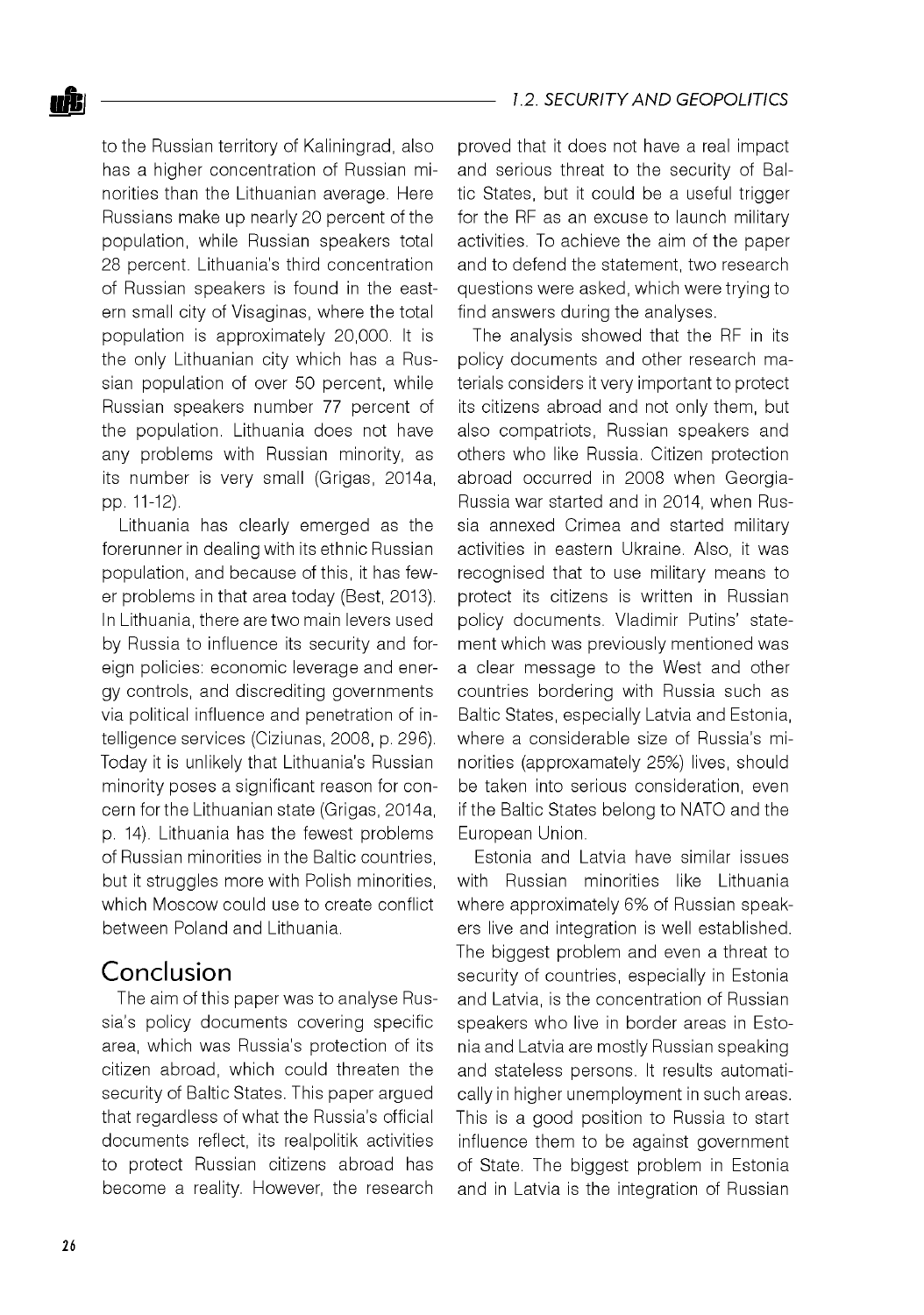to the Russian territory of Kaliningrad, also has a higher concentration of Russian minorities than the Lithuanian average. Here Russians make up nearly 20 percent of the population, while Russian speakers total 28 percent. Lithuania's third concentration of Russian speakers is found in the eastern small city of Visaginas, where the total population is approximately 20,000. It is the only Lithuanian city which has a Russian population of over 50 percent, while Russian speakers number 77 percent of the population. Lithuania does not have any problems with Russian minority, as its number is very small (Grigas, 2014a, pp. 11-12).

Lithuania has clearly emerged as the forerunner in dealing with its ethnic Russian population, and because of this, it has fewer problems in that area today (Best, 2013). In Lithuania, there are two main levers used by Russia to influence its security and foreign policies: economic leverage and energy controls, and discrediting governments via political influence and penetration of intelligence services (Ciziunas, 2008, p. 296). Today it is unlikely that Lithuania's Russian minority poses a significant reason for concern for the Lithuanian state (Grigas, 2014a, p. 14). Lithuania has the fewest problems of Russian minorities in the Baltic countries, but it struggles more with Polish minorities, which Moscow could use to create conflict between Poland and Lithuania.

## Conclusion

The aim of this paper was to analyse Russia's policy documents covering specific area, which was Russia's protection of its citizen abroad, which could threaten the security of Baltic States. This paper argued that regardless of what the Russia's official documents reflect, its realpolitik activities to protect Russian citizens abroad has become a reality. However, the research proved that it does not have a real impact and serious threat to the security of Baltic States, but it could be a useful trigger for the RF as an excuse to launch military activities. To achieve the aim of the paper and to defend the statement, two research questions were asked, which were trying to find answers during the analyses.

The analysis showed that the RF in its policy documents and other research materials considers it very important to protect its citizens abroad and not only them, but also compatriots, Russian speakers and others who like Russia. Citizen protection abroad occurred in 2008 when Georgia-Russia war started and in 2014, when Russia annexed Crimea and started military activities in eastern Ukraine. Also, it was recognised that to use military means to protect its citizens is written in Russian policy documents. Vladimir Putins' statement which was previously mentioned was a clear message to the West and other countries bordering with Russia such as Baltic States, especially Latvia and Estonia, where a considerable size of Russia's minorities (approxamately 25%) lives, should be taken into serious consideration, even if the Baltic States belong to NATO and the European Union.

Estonia and Latvia have similar issues with Russian minorities like Lithuania where approximately 6% of Russian speakers live and integration is well established. The biggest problem and even a threat to security of countries, especially in Estonia and Latvia, is the concentration of Russian speakers who live in border areas in Estonia and Latvia are mostly Russian speaking and stateless persons. It results automatically in higher unemployment in such areas. This is a good position to Russia to start influence them to be against government of State. The biggest problem in Estonia and in Latvia is the integration of Russian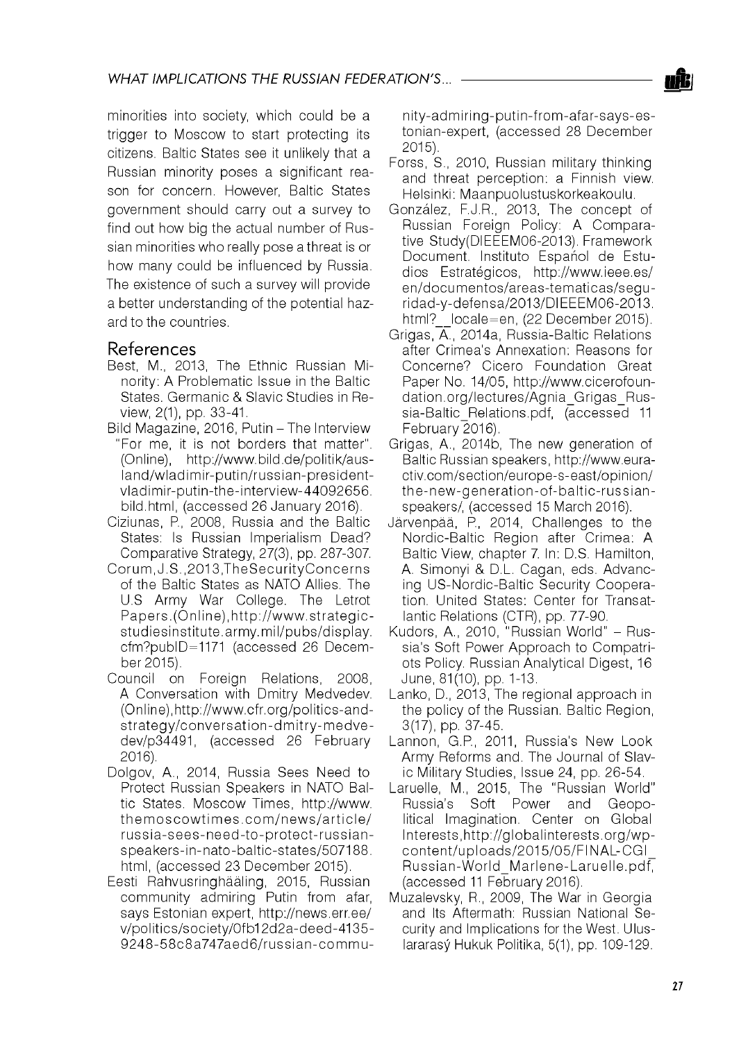minorities into society, which could be a trigger to Moscow to start protecting its citizens. Baltic States see it unlikely that a Russian minority poses a significant reason for concern. However, Baltic States government should carry out a survey to find out how big the actual number of Russian minorities who really pose a threat is or how many could be influenced by Russia. The existence of such a survey will provide a better understanding of the potential hazard to the countries.

## References

Best, M., 2013, The Ethnic Russian Minority: A Problematic Issue in the Baltic States. Germanic & Slavic Studies in Review, 2(1), pp. 33-41.

Bild Magazine, 2016, Putin – The Interview "For me, it is not borders that matter". (Online), http://www.bild.de/politik/ausland/wladimir-putin/russian-president-vladimir-putin-the-interview-44092656.bild.html, (accessed 26 January 2016).

Ciziunas, P., 2008, Russia and the Baltic States: Is Russian Imperialism Dead? Comparative Strategy, 27(3), pp. 287-307.

Corum,J.S.,2013,TheSecurityConcerns of the Baltic States as NATO Allies. The U.S Army War College. The Letrot Papers.(Online),http://www.strategicstudiesinstitute.army.mil/pubs/display.cfm?pubID=1171 (accessed 26 December 2015).

Council on Foreign Relations, 2008, A Conversation with Dmitry Medvedev. (Online),http://www.cfr.org/politics-and-strategy/conversation-dmitry-medvedev/p34491, (accessed 26 February 2016).

Dolgov, A., 2014, Russia Sees Need to Protect Russian Speakers in NATO Baltic States. Moscow Times, http://www.themoscowtimes.com/news/article/russia-sees-need-to-protect-russian-speakers-in-nato-baltic-states/507188.html, (accessed 23 December 2015).

Eesti Rahvusringhääling, 2015, Russian community admiring Putin from afar, says Estonian expert, http://news.err.ee/v/politics/society/0fb12d2a-deed-4135-9248-58c8a747aed6/russian-community-admiring-putin-from-afar-says-estonian-expert, (accessed 28 December 2015).

Forss, S., 2010, Russian military thinking and threat perception: a Finnish view. Helsinki: Maanpuolustuskorkeakoulu.

González, F.J.R., 2013, The concept of Russian Foreign Policy: A Comparative Study(DIEEEM06-2013). Framework Document. Instituto Español de Estudios Estratégicos, http://www.ieee.es/en/documentos/areas-tematicas/seguridad-y-defensa/2013/DIEEEM06-2013.html?__locale=en, (22 December 2015).

Grigas, A., 2014a, Russia-Baltic Relations after Crimea's Annexation: Reasons for Concerne? Cicero Foundation Great Paper No. 14/05, http://www.cicerofoundation.org/lectures/Agnia_Grigas_Russia-Baltic_Relations.pdf, (accessed 11 February 2016).

Grigas, A., 2014b, The new generation of Baltic Russian speakers, http://www.euractiv.com/section/europe-s-east/opinion/the-new-generation-of-baltic-russian-speakers/, (accessed 15 March 2016).

Järvenpää, P., 2014, Challenges to the Nordic-Baltic Region after Crimea: A Baltic View, chapter 7. In: D.S. Hamilton, A. Simonyi & D.L. Cagan, eds. Advancing US-Nordic-Baltic Security Cooperation. United States: Center for Transatlantic Relations (CTR), pp. 77-90.

Kudors, A., 2010, "Russian World" – Russia's Soft Power Approach to Compatriots Policy. Russian Analytical Digest, 16 June, 81(10), pp. 1-13.

Lanko, D., 2013, The regional approach in the policy of the Russian. Baltic Region, 3(17), pp. 37-45.

Lannon, G.P., 2011, Russia's New Look Army Reforms and. The Journal of Slavic Military Studies, Issue 24, pp. 26-54.

Laruelle, M., 2015, The "Russian World" Russia's Soft Power and Geopolitical Imagination. Center on Global Interests,http://globalinterests.org/wp-content/uploads/2015/05/FINAL-CGI_Russian-World_Marlene-Laruelle.pdf, (accessed 11 February 2016).

Muzalevsky, R., 2009, The War in Georgia and Its Aftermath: Russian National Security and Implications for the West. Uluslararasý Hukuk Politika, 5(1), pp. 109-129.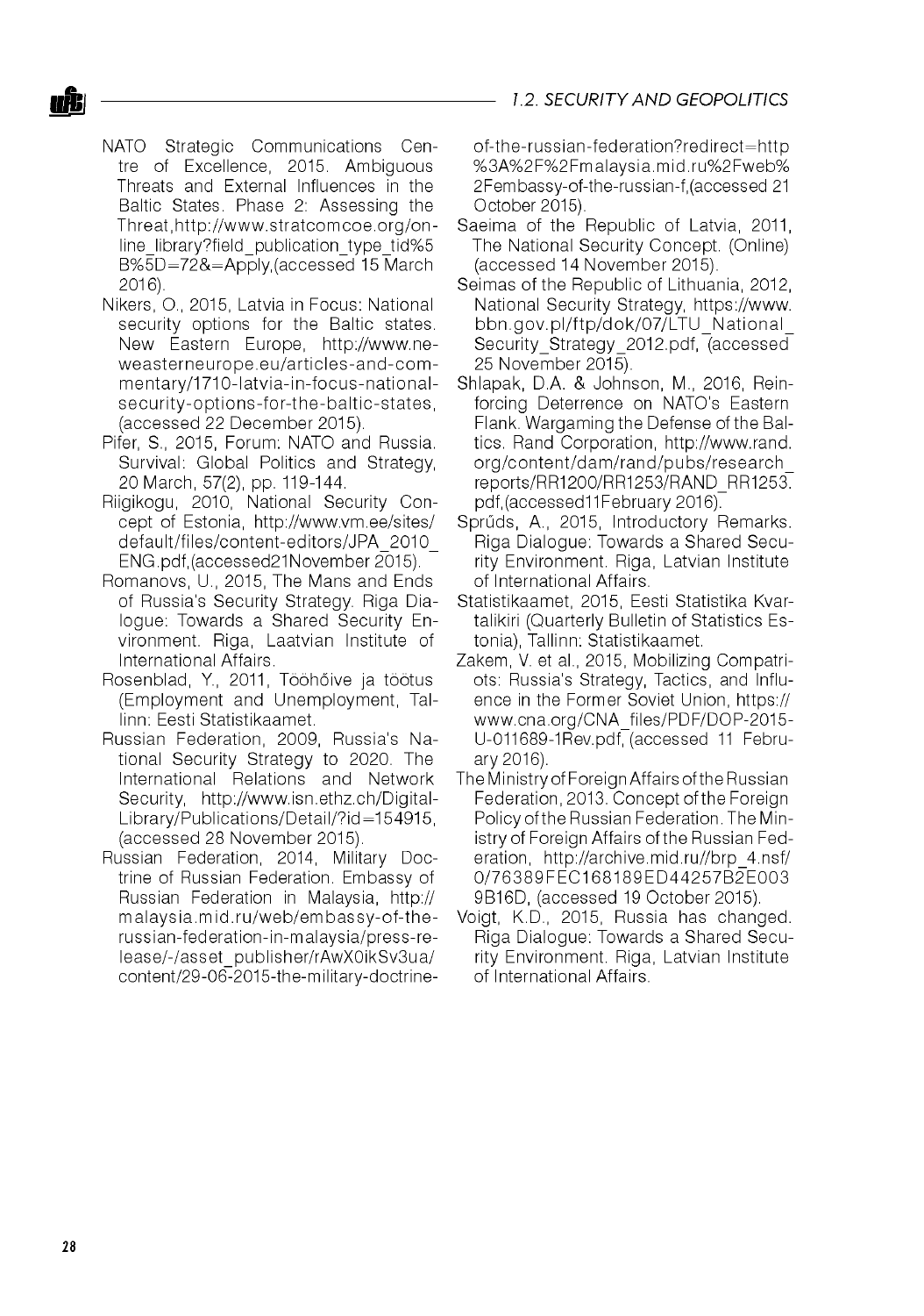NATO Strategic Communications Centre of Excellence, 2015. Ambiguous Threats and External Influences in the Baltic States. Phase 2: Assessing the Threat,http://www.stratcomcoe.org/online_library?field_publication_type_tid%5B%5D=72&=Apply,(accessed 15 March 2016).

Nikers, O., 2015, Latvia in Focus: National security options for the Baltic states. New Eastern Europe, http://www.neweasterneurope.eu/articles-and-commentary/1710-latvia-in-focus-national-security-options-for-the-baltic-states, (accessed 22 December 2015).

Pifer, S., 2015, Forum: NATO and Russia. Survival: Global Politics and Strategy, 20 March, 57(2), pp. 119-144.

Riigikogu, 2010, National Security Concept of Estonia, http://www.vm.ee/sites/default/files/content-editors/JPA_2010_ENG.pdf,(accessed21November 2015).

Romanovs, U., 2015, The Mans and Ends of Russia's Security Strategy. Riga Dialogue: Towards a Shared Security Environment. Riga, Laatvian Institute of International Affairs.

Rosenblad, Y., 2011, Tööhõive ja töötus (Employment and Unemployment, Tallinn: Eesti Statistikaamet.

Russian Federation, 2009, Russia's National Security Strategy to 2020. The International Relations and Network Security, http://www.isn.ethz.ch/Digital-Library/Publications/Detail/?id=154915, (accessed 28 November 2015).

Russian Federation, 2014, Military Doctrine of Russian Federation. Embassy of Russian Federation in Malaysia, http://malaysia.mid.ru/web/embassy-of-the-russian-federation-in-malaysia/press-release/-/asset_publisher/rAwX0ikSv3ua/content/29-06-2015-the-military-doctrine-of-the-russian-federation?redirect=http%3A%2F%2Fmalaysia.mid.ru%2Fweb%2Fembassy-of-the-russian-f,(accessed 21 October 2015).

Saeima of the Republic of Latvia, 2011, The National Security Concept. (Online) (accessed 14 November 2015).

Seimas of the Republic of Lithuania, 2012, National Security Strategy, https://www.bbn.gov.pl/ftp/dok/07/LTU_National_Security_Strategy_2012.pdf, (accessed 25 November 2015).

Shlapak, D.A. & Johnson, M., 2016, Reinforcing Deterrence on NATO's Eastern Flank. Wargaming the Defense of the Baltics. Rand Corporation, http://www.rand.org/content/dam/rand/pubs/research_reports/RR1200/RR1253/RAND_RR1253.pdf,(accessed11February 2016).

Sprūds, A., 2015, Introductory Remarks. Riga Dialogue: Towards a Shared Security Environment. Riga, Latvian Institute of International Affairs.

Statistikaamet, 2015, Eesti Statistika Kvartalikiri (Quarterly Bulletin of Statistics Estonia), Tallinn: Statistikaamet.

Zakem, V. et al., 2015, Mobilizing Compatriots: Russia's Strategy, Tactics, and Influence in the Former Soviet Union, https://www.cna.org/CNA_files/PDF/DOP-2015-U-011689-1Rev.pdf, (accessed 11 February 2016).

The Ministry of Foreign Affairs of the Russian Federation, 2013. Concept of the Foreign Policy of the Russian Federation. The Ministry of Foreign Affairs of the Russian Federation, http://archive.mid.ru//brp_4.nsf/0/76389FEC168189ED44257B2E0039B16D, (accessed 19 October 2015).

Voigt, K.D., 2015, Russia has changed. Riga Dialogue: Towards a Shared Security Environment. Riga, Latvian Institute of International Affairs.